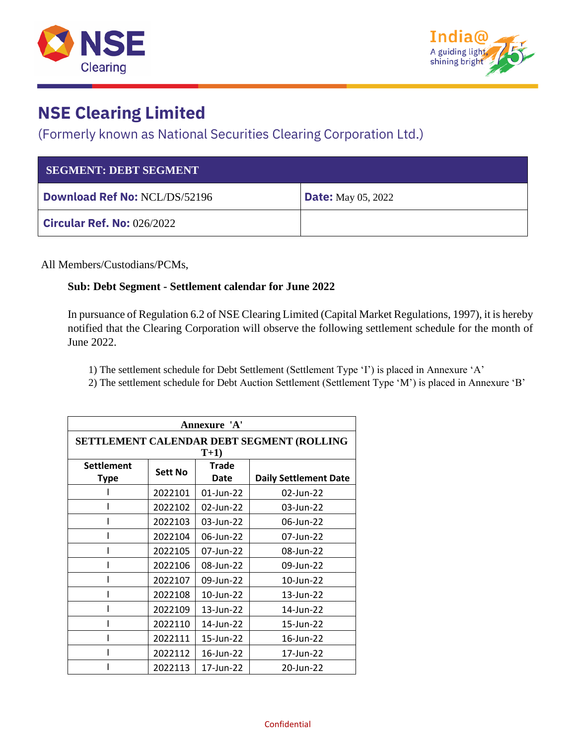# NSE Clearing Limited

(Formerly known as National Securities Clearing Corporation Ltd.)

| SEGMENT: DEBT SEGMENT | |
|---|---|
| **Download Ref No:** NCL/DS/52196 | **Date:** May 05, 2022 |
| **Circular Ref. No:** 026/2022 | |

All Members/Custodians/PCMs,

**Sub: Debt Segment - Settlement calendar for June 2022**

In pursuance of Regulation 6.2 of NSE Clearing Limited (Capital Market Regulations, 1997), it is hereby notified that the Clearing Corporation will observe the following settlement schedule for the month of June 2022.

1) The settlement schedule for Debt Settlement (Settlement Type 'I') is placed in Annexure 'A'
2) The settlement schedule for Debt Auction Settlement (Settlement Type 'M') is placed in Annexure 'B'

**Annexure 'A'**

**SETTLEMENT CALENDAR DEBT SEGMENT (ROLLING T+1)**

| Settlement Type | Sett No | Trade Date | Daily Settlement Date |
|---|---|---|---|
| I | 2022101 | 01-Jun-22 | 02-Jun-22 |
| I | 2022102 | 02-Jun-22 | 03-Jun-22 |
| I | 2022103 | 03-Jun-22 | 06-Jun-22 |
| I | 2022104 | 06-Jun-22 | 07-Jun-22 |
| I | 2022105 | 07-Jun-22 | 08-Jun-22 |
| I | 2022106 | 08-Jun-22 | 09-Jun-22 |
| I | 2022107 | 09-Jun-22 | 10-Jun-22 |
| I | 2022108 | 10-Jun-22 | 13-Jun-22 |
| I | 2022109 | 13-Jun-22 | 14-Jun-22 |
| I | 2022110 | 14-Jun-22 | 15-Jun-22 |
| I | 2022111 | 15-Jun-22 | 16-Jun-22 |
| I | 2022112 | 16-Jun-22 | 17-Jun-22 |
| I | 2022113 | 17-Jun-22 | 20-Jun-22 |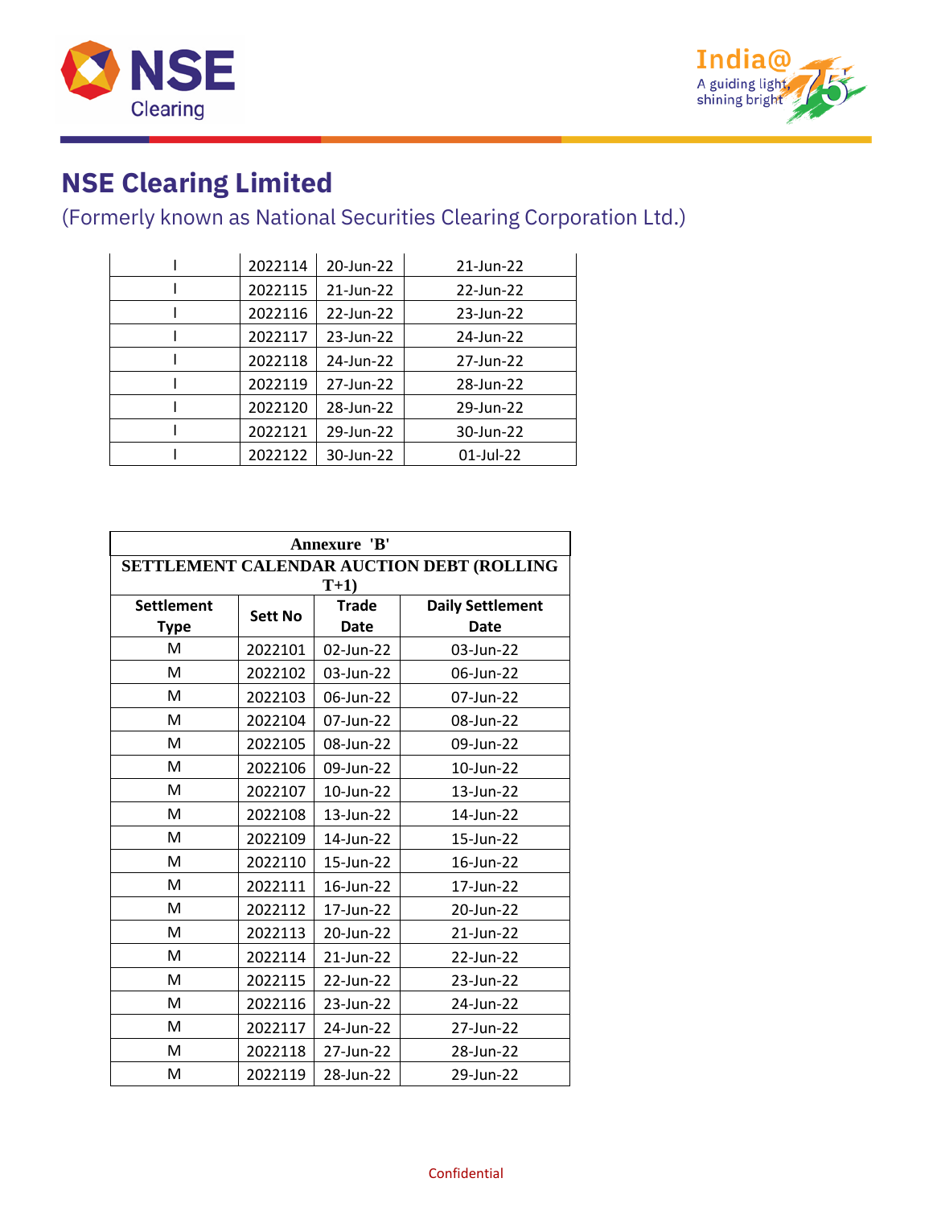# NSE Clearing Limited

(Formerly known as National Securities Clearing Corporation Ltd.)

| | | | |
|---|---|---|---|
| I | 2022114 | 20-Jun-22 | 21-Jun-22 |
| I | 2022115 | 21-Jun-22 | 22-Jun-22 |
| I | 2022116 | 22-Jun-22 | 23-Jun-22 |
| I | 2022117 | 23-Jun-22 | 24-Jun-22 |
| I | 2022118 | 24-Jun-22 | 27-Jun-22 |
| I | 2022119 | 27-Jun-22 | 28-Jun-22 |
| I | 2022120 | 28-Jun-22 | 29-Jun-22 |
| I | 2022121 | 29-Jun-22 | 30-Jun-22 |
| I | 2022122 | 30-Jun-22 | 01-Jul-22 |

**Annexure 'B'**

**SETTLEMENT CALENDAR AUCTION DEBT (ROLLING T+1)**

| Settlement Type | Sett No | Trade Date | Daily Settlement Date |
|---|---|---|---|
| M | 2022101 | 02-Jun-22 | 03-Jun-22 |
| M | 2022102 | 03-Jun-22 | 06-Jun-22 |
| M | 2022103 | 06-Jun-22 | 07-Jun-22 |
| M | 2022104 | 07-Jun-22 | 08-Jun-22 |
| M | 2022105 | 08-Jun-22 | 09-Jun-22 |
| M | 2022106 | 09-Jun-22 | 10-Jun-22 |
| M | 2022107 | 10-Jun-22 | 13-Jun-22 |
| M | 2022108 | 13-Jun-22 | 14-Jun-22 |
| M | 2022109 | 14-Jun-22 | 15-Jun-22 |
| M | 2022110 | 15-Jun-22 | 16-Jun-22 |
| M | 2022111 | 16-Jun-22 | 17-Jun-22 |
| M | 2022112 | 17-Jun-22 | 20-Jun-22 |
| M | 2022113 | 20-Jun-22 | 21-Jun-22 |
| M | 2022114 | 21-Jun-22 | 22-Jun-22 |
| M | 2022115 | 22-Jun-22 | 23-Jun-22 |
| M | 2022116 | 23-Jun-22 | 24-Jun-22 |
| M | 2022117 | 24-Jun-22 | 27-Jun-22 |
| M | 2022118 | 27-Jun-22 | 28-Jun-22 |
| M | 2022119 | 28-Jun-22 | 29-Jun-22 |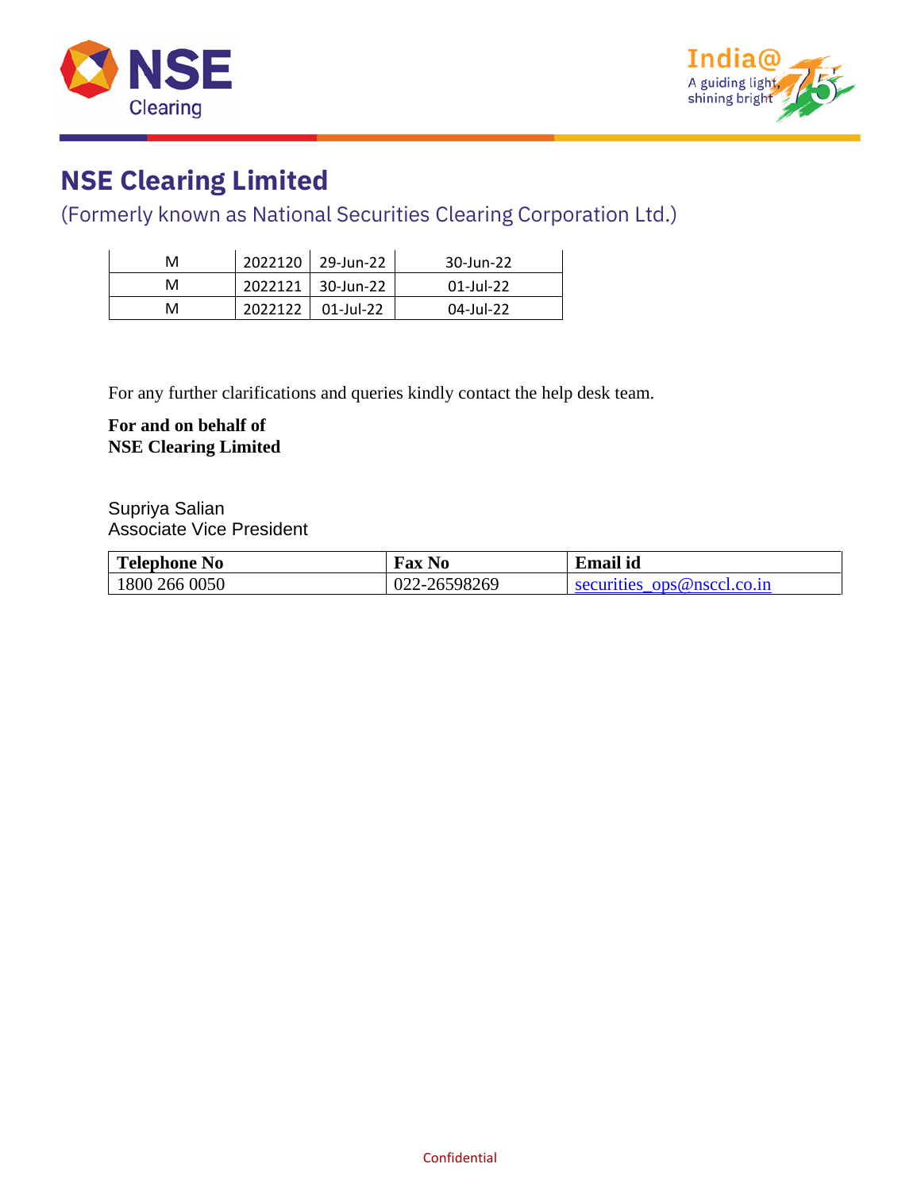# NSE Clearing Limited

(Formerly known as National Securities Clearing Corporation Ltd.)

| | | | |
|---|---|---|---|
| M | 2022120 | 29-Jun-22 | 30-Jun-22 |
| M | 2022121 | 30-Jun-22 | 01-Jul-22 |
| M | 2022122 | 01-Jul-22 | 04-Jul-22 |

For any further clarifications and queries kindly contact the help desk team.

**For and on behalf of**
**NSE Clearing Limited**

Supriya Salian
Associate Vice President

| Telephone No | Fax No | Email id |
|---|---|---|
| 1800 266 0050 | 022-26598269 | securities_ops@nsccl.co.in |

Confidential